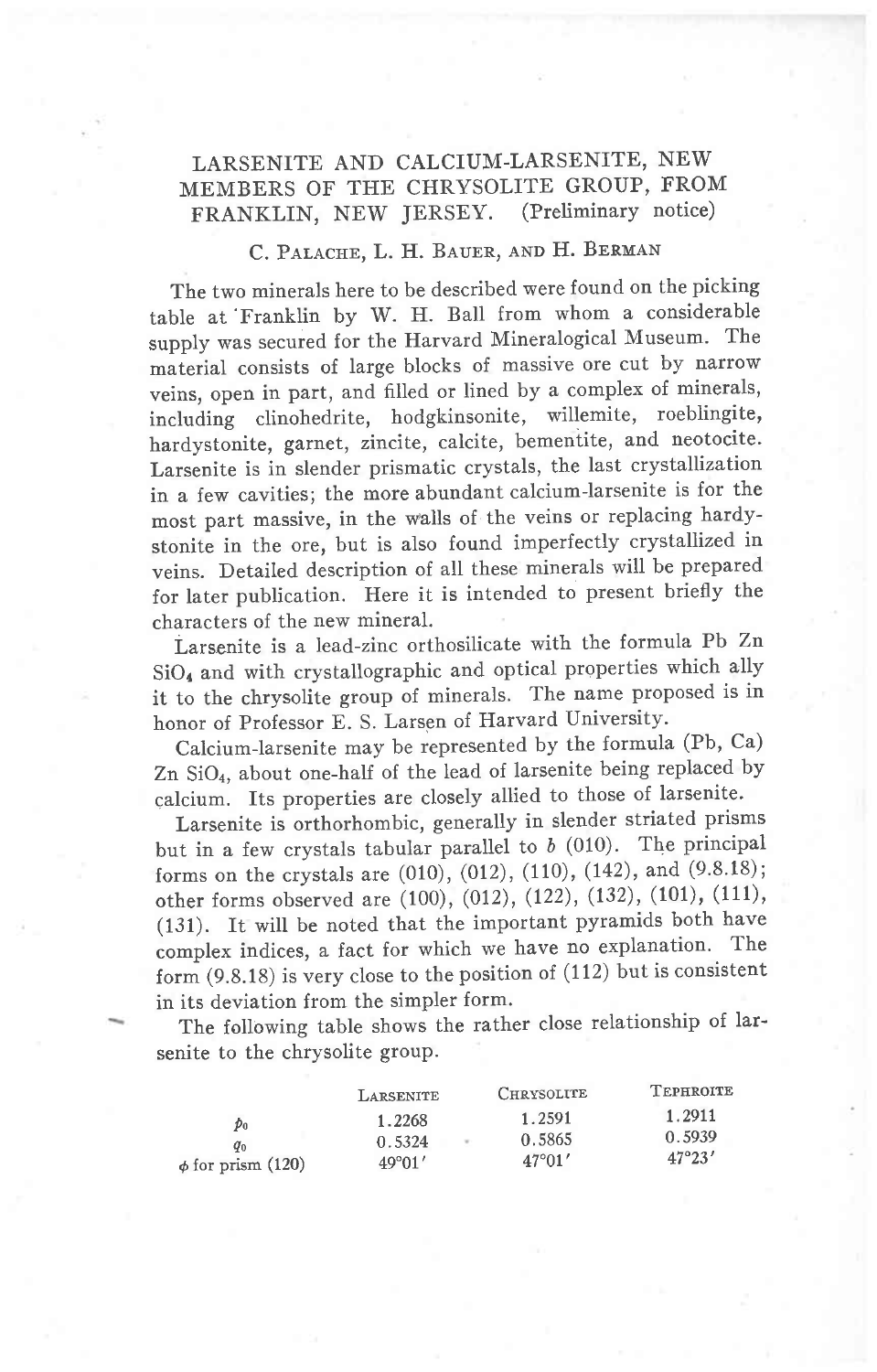# LARSENITE AND CALCIUM-LARSENITE, NEW MEMBERS OF THE CHRYSOLITE GROUP, FROM FRANKLIN, NEW JERSEY. (Preliminary notice)

C. Palache, L. H. Bauer, and H. Berman

The two minerals here to be described were found on the picking table at Franklin by W. H. Ball from whom a considerable supply was secured for the Harvard Mineralogical Museum. The material consists of large blocks of massive ore cut by narrow veins, open in part, and filled or lined by a complex of minerals, including clinohedrite, hodgkinsonite, willemite, roeblingite, hardystonite, garnet, zincite, calcite, bementite, and neotocite. Larsenite is in slender prismatic crystals, the last crystallization in a few cavities; the more abundant calcium-larsenite is for the most part massive, in the walls of the veins or replacing hardystonite in the ore, but is also found imperfectly crystallized in veins. Detailed description of all these minerals will be prepared for later publication. Here it is intended to present briefly the characters of the new mineral.

Larsenite is a lead-zinc orthosilicate with the formula $Pb\ Zn\ SiO_4$ and with crystallographic and optical properties which ally it to the chrysolite group of minerals. The name proposed is in honor of Professor E. S. Larsen of Harvard University.

Calcium-larsenite may be represented by the formula $(Pb, Ca)\ Zn\ SiO_4$, about one-half of the lead of larsenite being replaced by calcium. Its properties are closely allied to those of larsenite.

Larsenite is orthorhombic, generally in slender striated prisms but in a few crystals tabular parallel to *b* (010). The principal forms on the crystals are (010), (012), (110), (142), and (9.8.18); other forms observed are (100), (012), (122), (132), (101), (111), (131). It will be noted that the important pyramids both have complex indices, a fact for which we have no explanation. The form (9.8.18) is very close to the position of (112) but is consistent in its deviation from the simpler form.

The following table shows the rather close relationship of larsenite to the chrysolite group.

| | Larsenite | Chrysolite | Tephroite |
|---|---|---|---|
| $p_0$ | 1.2268 | 1.2591 | 1.2911 |
| $q_0$ | 0.5324 | 0.5865 | 0.5939 |
| $\phi$ for prism (120) | 49°01′ | 47°01′ | 47°23′ |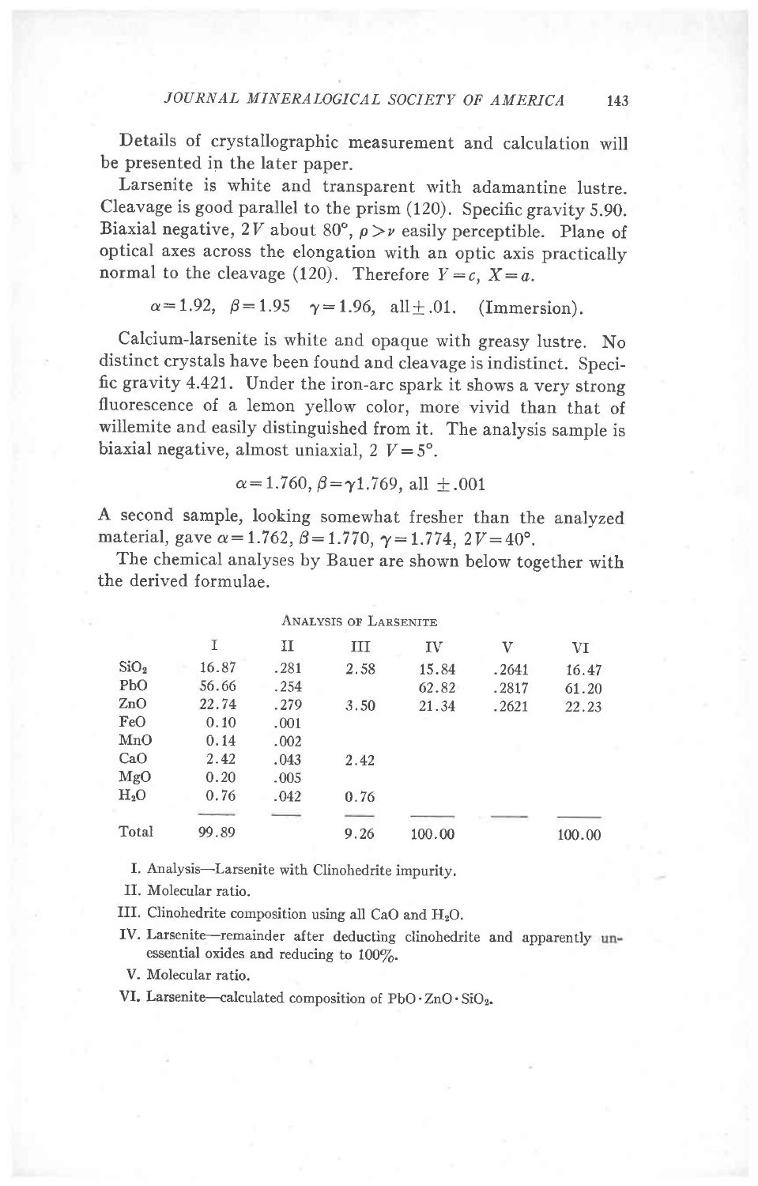Details of crystallographic measurement and calculation will be presented in the later paper.

Larsenite is white and transparent with adamantine lustre. Cleavage is good parallel to the prism (120). Specific gravity 5.90. Biaxial negative, $2V$ about 80°, $\rho > \nu$ easily perceptible. Plane of optical axes across the elongation with an optic axis practically normal to the cleavage (120). Therefore $Y = c$, $X = a$.

$$\alpha = 1.92, \ \beta = 1.95 \ \ \gamma = 1.96, \ \text{all} \pm .01. \ \ \text{(Immersion)}.$$

Calcium-larsenite is white and opaque with greasy lustre. No distinct crystals have been found and cleavage is indistinct. Specific gravity 4.421. Under the iron-arc spark it shows a very strong fluorescence of a lemon yellow color, more vivid than that of willemite and easily distinguished from it. The analysis sample is biaxial negative, almost uniaxial, $2\ V = 5°$.

$$\alpha = 1.760, \ \beta = \gamma 1.769, \ \text{all} \ \pm .001$$

A second sample, looking somewhat fresher than the analyzed material, gave $\alpha = 1.762$, $\beta = 1.770$, $\gamma = 1.774$, $2V = 40°$.

The chemical analyses by Bauer are shown below together with the derived formulae.

Analysis of Larsenite

| | I | II | III | IV | V | VI |
|---|---|---|---|---|---|---|
| $SiO_2$ | 16.87 | .281 | 2.58 | 15.84 | .2641 | 16.47 |
| PbO | 56.66 | .254 | | 62.82 | .2817 | 61.20 |
| ZnO | 22.74 | .279 | 3.50 | 21.34 | .2621 | 22.23 |
| FeO | 0.10 | .001 | | | | |
| MnO | 0.14 | .002 | | | | |
| CaO | 2.42 | .043 | 2.42 | | | |
| MgO | 0.20 | .005 | | | | |
| $H_2O$ | 0.76 | .042 | 0.76 | | | |
| Total | 99.89 | | 9.26 | 100.00 | | 100.00 |

I. Analysis—Larsenite with Clinohedrite impurity.

II. Molecular ratio.

III. Clinohedrite composition using all CaO and $H_2O$.

IV. Larsenite—remainder after deducting clinohedrite and apparently unessential oxides and reducing to 100%.

V. Molecular ratio.

VI. Larsenite—calculated composition of $PbO \cdot ZnO \cdot SiO_2$.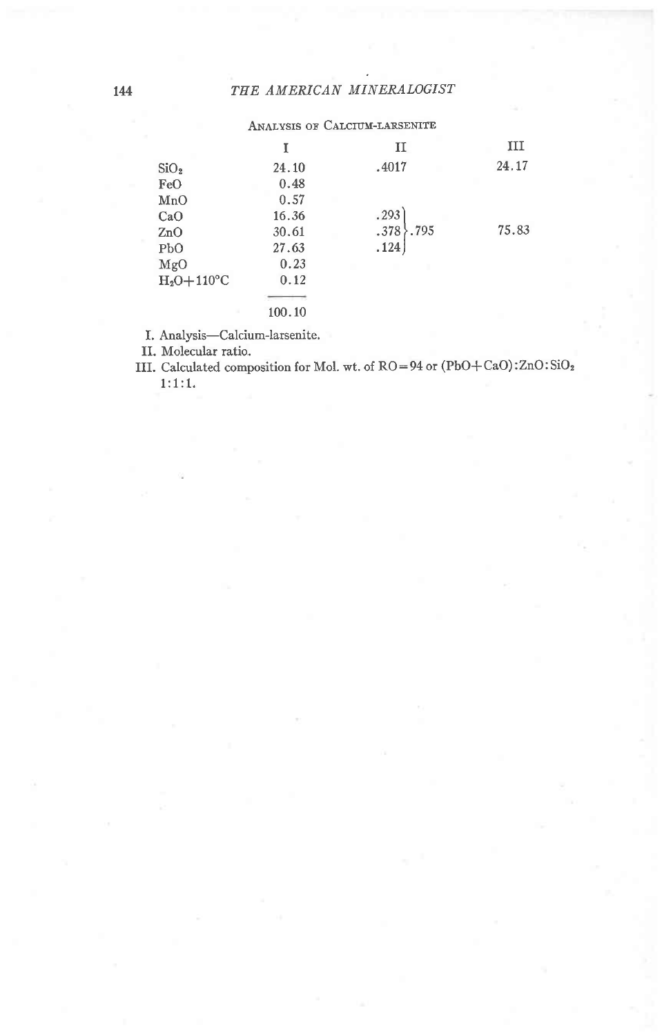### Analysis of Calcium-larsenite

| | I | II | | III |
|---|---|---|---|---|
| $SiO_2$ | 24.10 | .4017 | | 24.17 |
| FeO | 0.48 | | | |
| MnO | 0.57 | | | |
| CaO | 16.36 | .293 | | |
| ZnO | 30.61 | .378 | .795 | 75.83 |
| PbO | 27.63 | .124 | | |
| MgO | 0.23 | | | |
| $H_2O+110°C$ | 0.12 | | | |
| | 100.10 | | | |

I. Analysis—Calcium-larsenite.

II. Molecular ratio.

III. Calculated composition for Mol. wt. of RO=94 or (PbO+CaO):ZnO:$SiO_2$ 1:1:1.